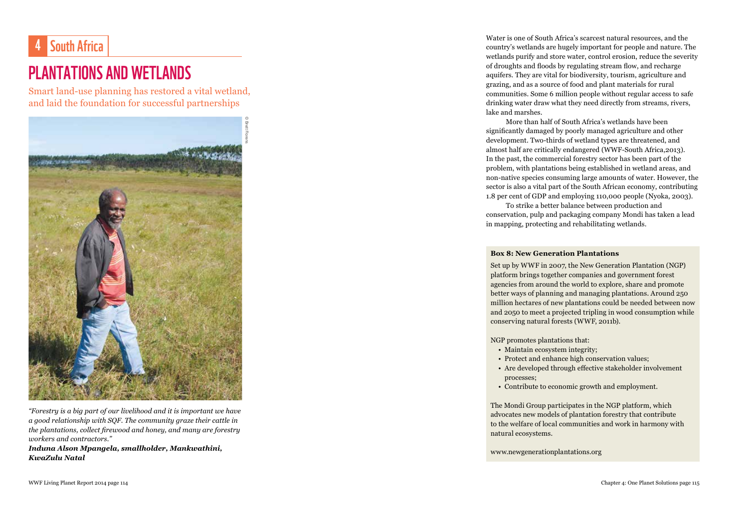# 4 South Africa

## PLANTATIONS AND WETLANDS

Smart land-use planning has restored a vital wetland, and laid the foundation for successful partnerships

© Brett Florens

*"Forestry is a big part of our livelihood and it is important we have a good relationship with SQF. The community graze their cattle in the plantations, collect firewood and honey, and many are forestry workers and contractors."*

***Induna Alson Mpangela, smallholder, Mankwathini, KwaZulu Natal***

Water is one of South Africa's scarcest natural resources, and the country's wetlands are hugely important for people and nature. The wetlands purify and store water, control erosion, reduce the severity of droughts and floods by regulating stream flow, and recharge aquifers. They are vital for biodiversity, tourism, agriculture and grazing, and as a source of food and plant materials for rural communities. Some 6 million people without regular access to safe drinking water draw what they need directly from streams, rivers, lake and marshes.

More than half of South Africa's wetlands have been significantly damaged by poorly managed agriculture and other development. Two-thirds of wetland types are threatened, and almost half are critically endangered (WWF-South Africa,2013). In the past, the commercial forestry sector has been part of the problem, with plantations being established in wetland areas, and non-native species consuming large amounts of water. However, the sector is also a vital part of the South African economy, contributing 1.8 per cent of GDP and employing 110,000 people (Nyoka, 2003).

To strike a better balance between production and conservation, pulp and packaging company Mondi has taken a lead in mapping, protecting and rehabilitating wetlands.

**Box 8: New Generation Plantations**

Set up by WWF in 2007, the New Generation Plantation (NGP) platform brings together companies and government forest agencies from around the world to explore, share and promote better ways of planning and managing plantations. Around 250 million hectares of new plantations could be needed between now and 2050 to meet a projected tripling in wood consumption while conserving natural forests (WWF, 2011b).

NGP promotes plantations that:

- Maintain ecosystem integrity;
- Protect and enhance high conservation values;
- Are developed through effective stakeholder involvement processes;
- Contribute to economic growth and employment.

The Mondi Group participates in the NGP platform, which advocates new models of plantation forestry that contribute to the welfare of local communities and work in harmony with natural ecosystems.

www.newgenerationplantations.org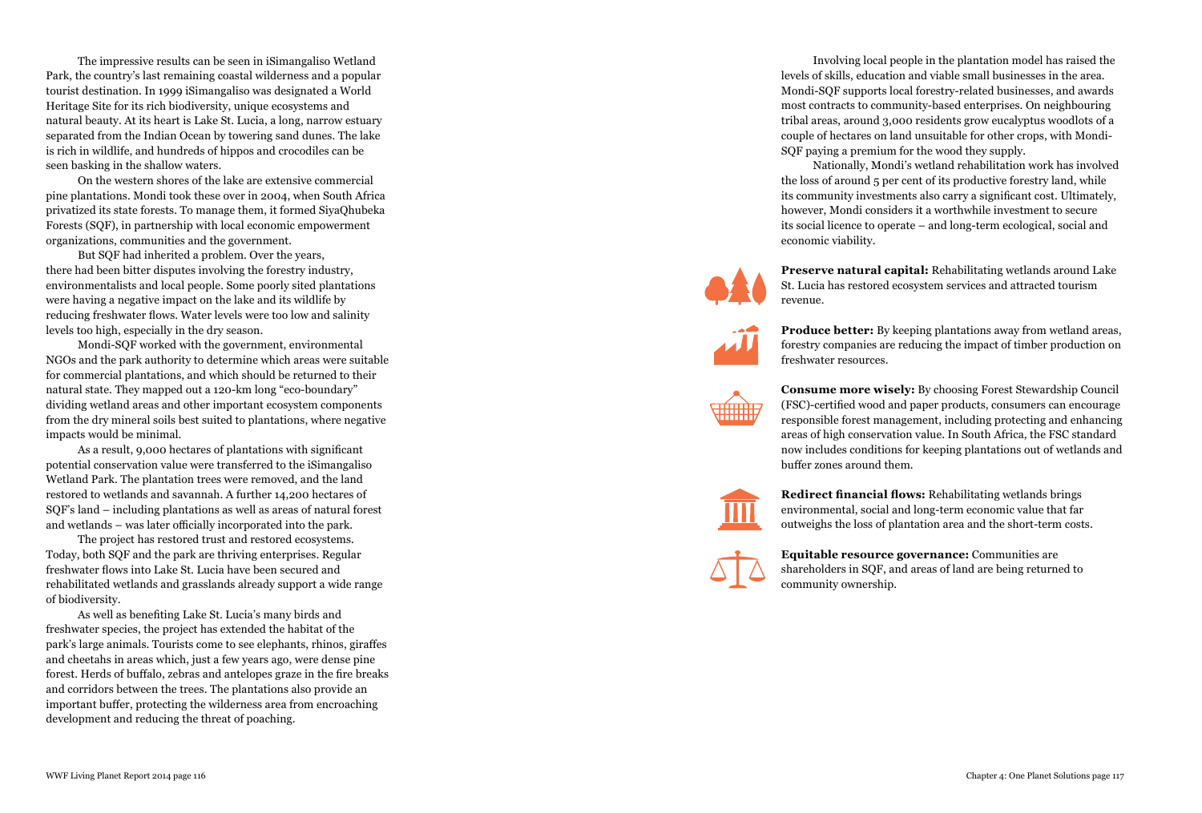The impressive results can be seen in iSimangaliso Wetland Park, the country's last remaining coastal wilderness and a popular tourist destination. In 1999 iSimangaliso was designated a World Heritage Site for its rich biodiversity, unique ecosystems and natural beauty. At its heart is Lake St. Lucia, a long, narrow estuary separated from the Indian Ocean by towering sand dunes. The lake is rich in wildlife, and hundreds of hippos and crocodiles can be seen basking in the shallow waters.

On the western shores of the lake are extensive commercial pine plantations. Mondi took these over in 2004, when South Africa privatized its state forests. To manage them, it formed SiyaQhubeka Forests (SQF), in partnership with local economic empowerment organizations, communities and the government.

But SQF had inherited a problem. Over the years, there had been bitter disputes involving the forestry industry, environmentalists and local people. Some poorly sited plantations were having a negative impact on the lake and its wildlife by reducing freshwater flows. Water levels were too low and salinity levels too high, especially in the dry season.

Mondi-SQF worked with the government, environmental NGOs and the park authority to determine which areas were suitable for commercial plantations, and which should be returned to their natural state. They mapped out a 120-km long "eco-boundary" dividing wetland areas and other important ecosystem components from the dry mineral soils best suited to plantations, where negative impacts would be minimal.

As a result, 9,000 hectares of plantations with significant potential conservation value were transferred to the iSimangaliso Wetland Park. The plantation trees were removed, and the land restored to wetlands and savannah. A further 14,200 hectares of SQF's land – including plantations as well as areas of natural forest and wetlands – was later officially incorporated into the park.

The project has restored trust and restored ecosystems. Today, both SQF and the park are thriving enterprises. Regular freshwater flows into Lake St. Lucia have been secured and rehabilitated wetlands and grasslands already support a wide range of biodiversity.

As well as benefiting Lake St. Lucia's many birds and freshwater species, the project has extended the habitat of the park's large animals. Tourists come to see elephants, rhinos, giraffes and cheetahs in areas which, just a few years ago, were dense pine forest. Herds of buffalo, zebras and antelopes graze in the fire breaks and corridors between the trees. The plantations also provide an important buffer, protecting the wilderness area from encroaching development and reducing the threat of poaching.

Involving local people in the plantation model has raised the levels of skills, education and viable small businesses in the area. Mondi-SQF supports local forestry-related businesses, and awards most contracts to community-based enterprises. On neighbouring tribal areas, around 3,000 residents grow eucalyptus woodlots of a couple of hectares on land unsuitable for other crops, with Mondi-SQF paying a premium for the wood they supply.

Nationally, Mondi's wetland rehabilitation work has involved the loss of around 5 per cent of its productive forestry land, while its community investments also carry a significant cost. Ultimately, however, Mondi considers it a worthwhile investment to secure its social licence to operate – and long-term ecological, social and economic viability.

**Preserve natural capital:** Rehabilitating wetlands around Lake St. Lucia has restored ecosystem services and attracted tourism revenue.

**Produce better:** By keeping plantations away from wetland areas, forestry companies are reducing the impact of timber production on freshwater resources.

**Consume more wisely:** By choosing Forest Stewardship Council (FSC)-certified wood and paper products, consumers can encourage responsible forest management, including protecting and enhancing areas of high conservation value. In South Africa, the FSC standard now includes conditions for keeping plantations out of wetlands and buffer zones around them.

**Redirect financial flows:** Rehabilitating wetlands brings environmental, social and long-term economic value that far outweighs the loss of plantation area and the short-term costs.

**Equitable resource governance:** Communities are shareholders in SQF, and areas of land are being returned to community ownership.